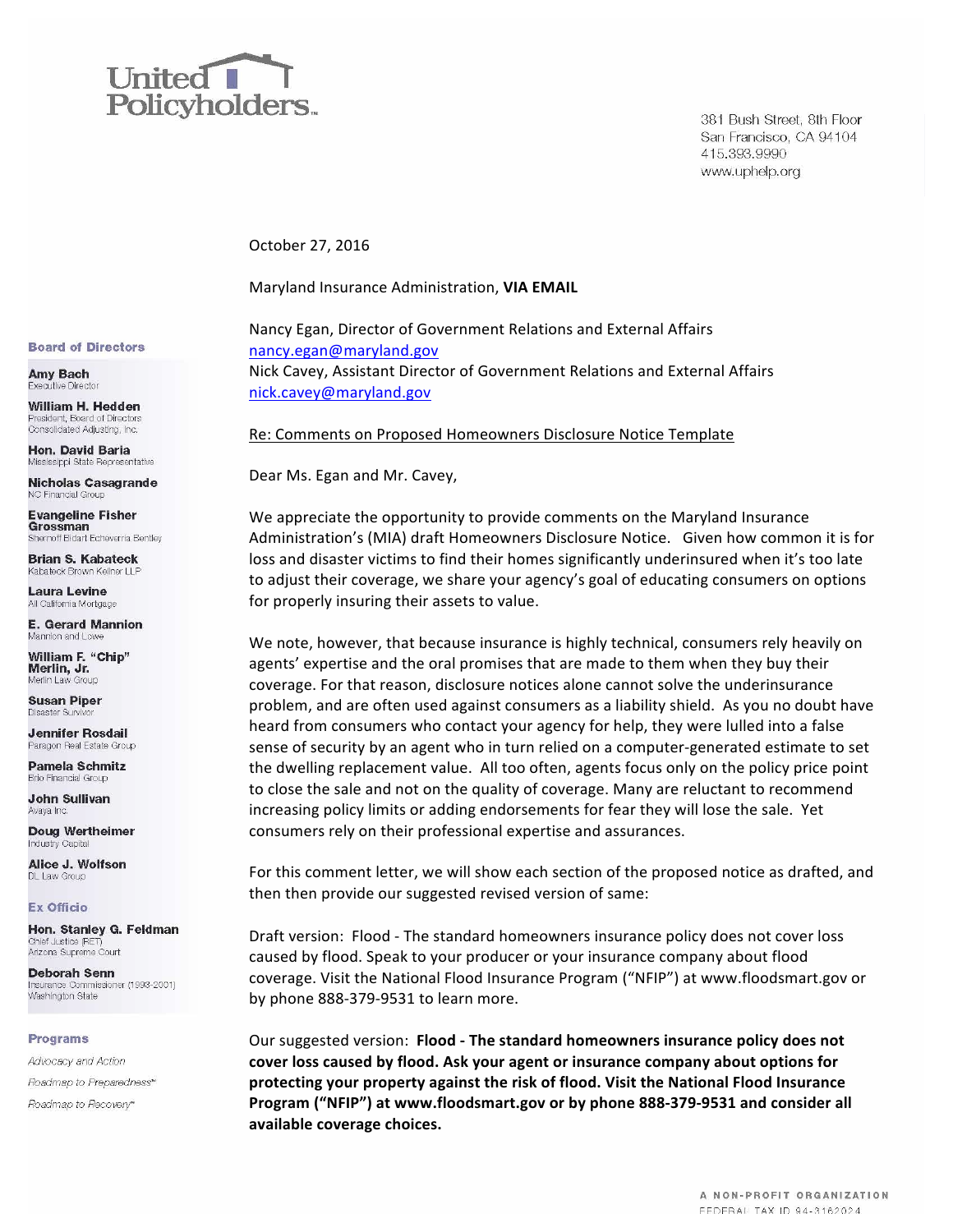United Policyholders

381 Bush Street, 8th Floor
San Francisco, CA 94104
415.393.9990
www.uphelp.org

**Board of Directors**

**Amy Bach**
Executive Director

**William H. Hedden**
President, Board of Directors
Consolidated Adjusting, Inc.

**Hon. David Baria**
Mississippi State Representative

**Nicholas Casagrande**
NC Financial Group

**Evangeline Fisher Grossman**
Shernoff Bidart Echeverria Bentley

**Brian S. Kabateck**
Kabateck Brown Kellner LLP

**Laura Levine**
All California Mortgage

**E. Gerard Mannion**
Mannion and Lowe

**William F. "Chip" Merlin, Jr.**
Merlin Law Group

**Susan Piper**
Disaster Survivor

**Jennifer Rosdail**
Paragon Real Estate Group

**Pamela Schmitz**
Brio Financial Group

**John Sullivan**
Avaya Inc.

**Doug Wertheimer**
Industry Capital

**Alice J. Wolfson**
DL Law Group

**Ex Officio**

**Hon. Stanley G. Feldman**
Chief Justice (RET)
Arizona Supreme Court

**Deborah Senn**
Insurance Commissioner (1993-2001)
Washington State

**Programs**

*Advocacy and Action*

*Roadmap to Preparedness*℠

*Roadmap to Recovery*℠

October 27, 2016

Maryland Insurance Administration, **VIA EMAIL**

Nancy Egan, Director of Government Relations and External Affairs
nancy.egan@maryland.gov
Nick Cavey, Assistant Director of Government Relations and External Affairs
nick.cavey@maryland.gov

Re: Comments on Proposed Homeowners Disclosure Notice Template

Dear Ms. Egan and Mr. Cavey,

We appreciate the opportunity to provide comments on the Maryland Insurance Administration's (MIA) draft Homeowners Disclosure Notice. Given how common it is for loss and disaster victims to find their homes significantly underinsured when it's too late to adjust their coverage, we share your agency's goal of educating consumers on options for properly insuring their assets to value.

We note, however, that because insurance is highly technical, consumers rely heavily on agents' expertise and the oral promises that are made to them when they buy their coverage. For that reason, disclosure notices alone cannot solve the underinsurance problem, and are often used against consumers as a liability shield. As you no doubt have heard from consumers who contact your agency for help, they were lulled into a false sense of security by an agent who in turn relied on a computer-generated estimate to set the dwelling replacement value. All too often, agents focus only on the policy price point to close the sale and not on the quality of coverage. Many are reluctant to recommend increasing policy limits or adding endorsements for fear they will lose the sale. Yet consumers rely on their professional expertise and assurances.

For this comment letter, we will show each section of the proposed notice as drafted, and then then provide our suggested revised version of same:

Draft version: Flood - The standard homeowners insurance policy does not cover loss caused by flood. Speak to your producer or your insurance company about flood coverage. Visit the National Flood Insurance Program ("NFIP") at www.floodsmart.gov or by phone 888-379-9531 to learn more.

Our suggested version: **Flood - The standard homeowners insurance policy does not cover loss caused by flood. Ask your agent or insurance company about options for protecting your property against the risk of flood. Visit the National Flood Insurance Program ("NFIP") at www.floodsmart.gov or by phone 888-379-9531 and consider all available coverage choices.**

A NON-PROFIT ORGANIZATION
FEDERAL TAX ID 94-3162024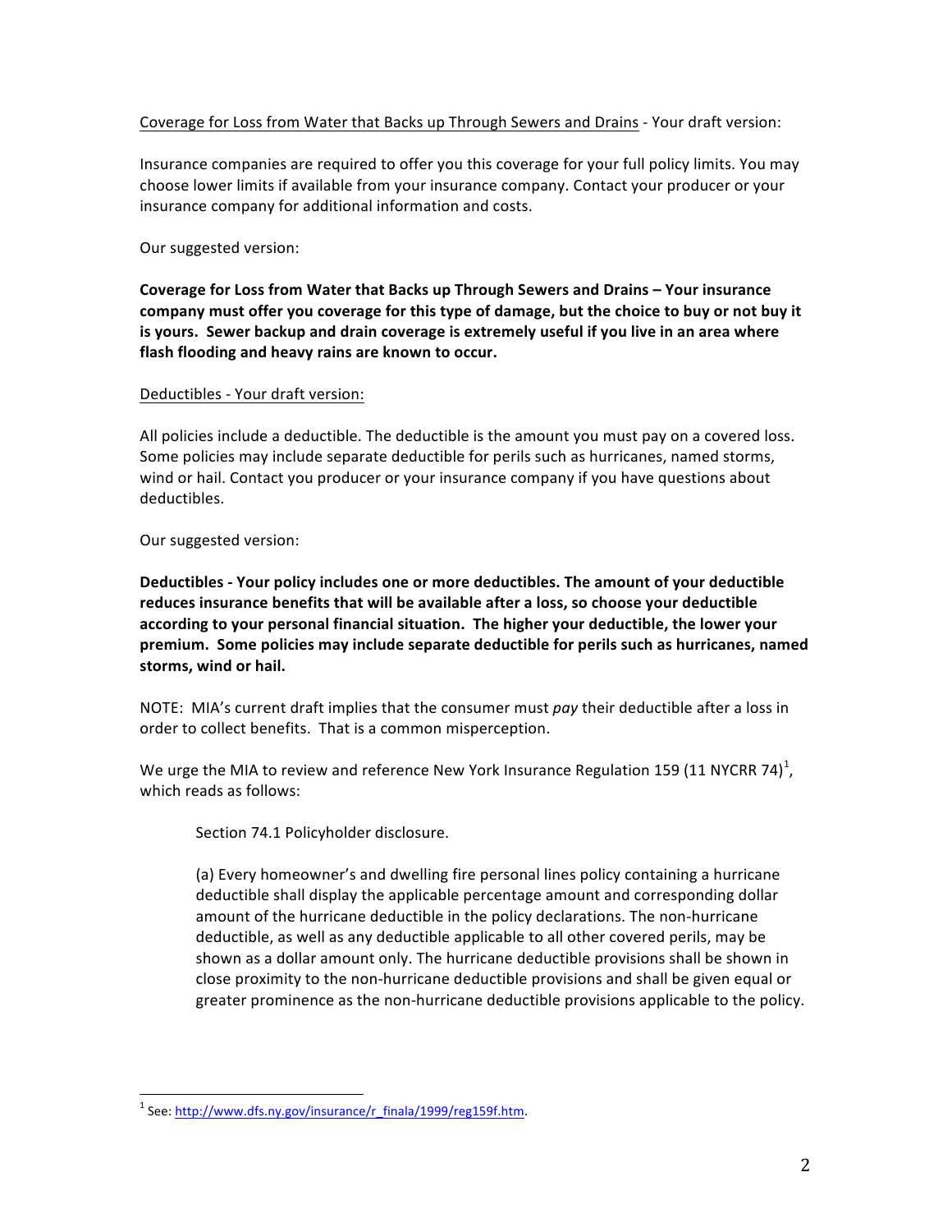Coverage for Loss from Water that Backs up Through Sewers and Drains - Your draft version:

Insurance companies are required to offer you this coverage for your full policy limits. You may choose lower limits if available from your insurance company. Contact your producer or your insurance company for additional information and costs.

Our suggested version:

**Coverage for Loss from Water that Backs up Through Sewers and Drains – Your insurance company must offer you coverage for this type of damage, but the choice to buy or not buy it is yours. Sewer backup and drain coverage is extremely useful if you live in an area where flash flooding and heavy rains are known to occur.**

Deductibles - Your draft version:

All policies include a deductible. The deductible is the amount you must pay on a covered loss. Some policies may include separate deductible for perils such as hurricanes, named storms, wind or hail. Contact you producer or your insurance company if you have questions about deductibles.

Our suggested version:

**Deductibles - Your policy includes one or more deductibles. The amount of your deductible reduces insurance benefits that will be available after a loss, so choose your deductible according to your personal financial situation. The higher your deductible, the lower your premium. Some policies may include separate deductible for perils such as hurricanes, named storms, wind or hail.**

NOTE: MIA's current draft implies that the consumer must *pay* their deductible after a loss in order to collect benefits. That is a common misperception.

We urge the MIA to review and reference New York Insurance Regulation 159 (11 NYCRR 74)[1], which reads as follows:

> Section 74.1 Policyholder disclosure.
>
> (a) Every homeowner's and dwelling fire personal lines policy containing a hurricane deductible shall display the applicable percentage amount and corresponding dollar amount of the hurricane deductible in the policy declarations. The non-hurricane deductible, as well as any deductible applicable to all other covered perils, may be shown as a dollar amount only. The hurricane deductible provisions shall be shown in close proximity to the non-hurricane deductible provisions and shall be given equal or greater prominence as the non-hurricane deductible provisions applicable to the policy.

---

[1] See: http://www.dfs.ny.gov/insurance/r_finala/1999/reg159f.htm.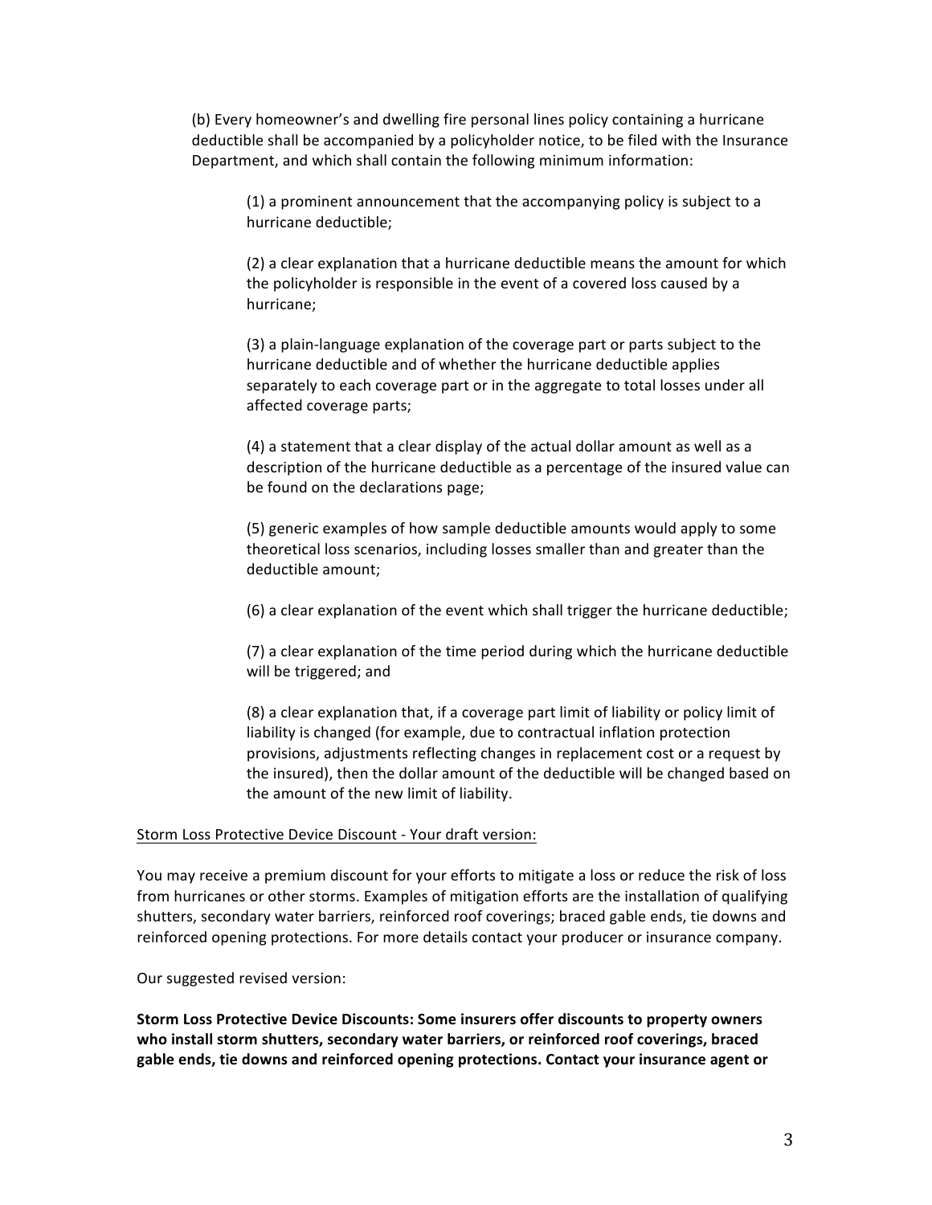(b) Every homeowner's and dwelling fire personal lines policy containing a hurricane deductible shall be accompanied by a policyholder notice, to be filed with the Insurance Department, and which shall contain the following minimum information:

(1) a prominent announcement that the accompanying policy is subject to a hurricane deductible;

(2) a clear explanation that a hurricane deductible means the amount for which the policyholder is responsible in the event of a covered loss caused by a hurricane;

(3) a plain-language explanation of the coverage part or parts subject to the hurricane deductible and of whether the hurricane deductible applies separately to each coverage part or in the aggregate to total losses under all affected coverage parts;

(4) a statement that a clear display of the actual dollar amount as well as a description of the hurricane deductible as a percentage of the insured value can be found on the declarations page;

(5) generic examples of how sample deductible amounts would apply to some theoretical loss scenarios, including losses smaller than and greater than the deductible amount;

(6) a clear explanation of the event which shall trigger the hurricane deductible;

(7) a clear explanation of the time period during which the hurricane deductible will be triggered; and

(8) a clear explanation that, if a coverage part limit of liability or policy limit of liability is changed (for example, due to contractual inflation protection provisions, adjustments reflecting changes in replacement cost or a request by the insured), then the dollar amount of the deductible will be changed based on the amount of the new limit of liability.

<u>Storm Loss Protective Device Discount - Your draft version:</u>

You may receive a premium discount for your efforts to mitigate a loss or reduce the risk of loss from hurricanes or other storms. Examples of mitigation efforts are the installation of qualifying shutters, secondary water barriers, reinforced roof coverings; braced gable ends, tie downs and reinforced opening protections. For more details contact your producer or insurance company.

Our suggested revised version:

**Storm Loss Protective Device Discounts: Some insurers offer discounts to property owners who install storm shutters, secondary water barriers, or reinforced roof coverings, braced gable ends, tie downs and reinforced opening protections. Contact your insurance agent or**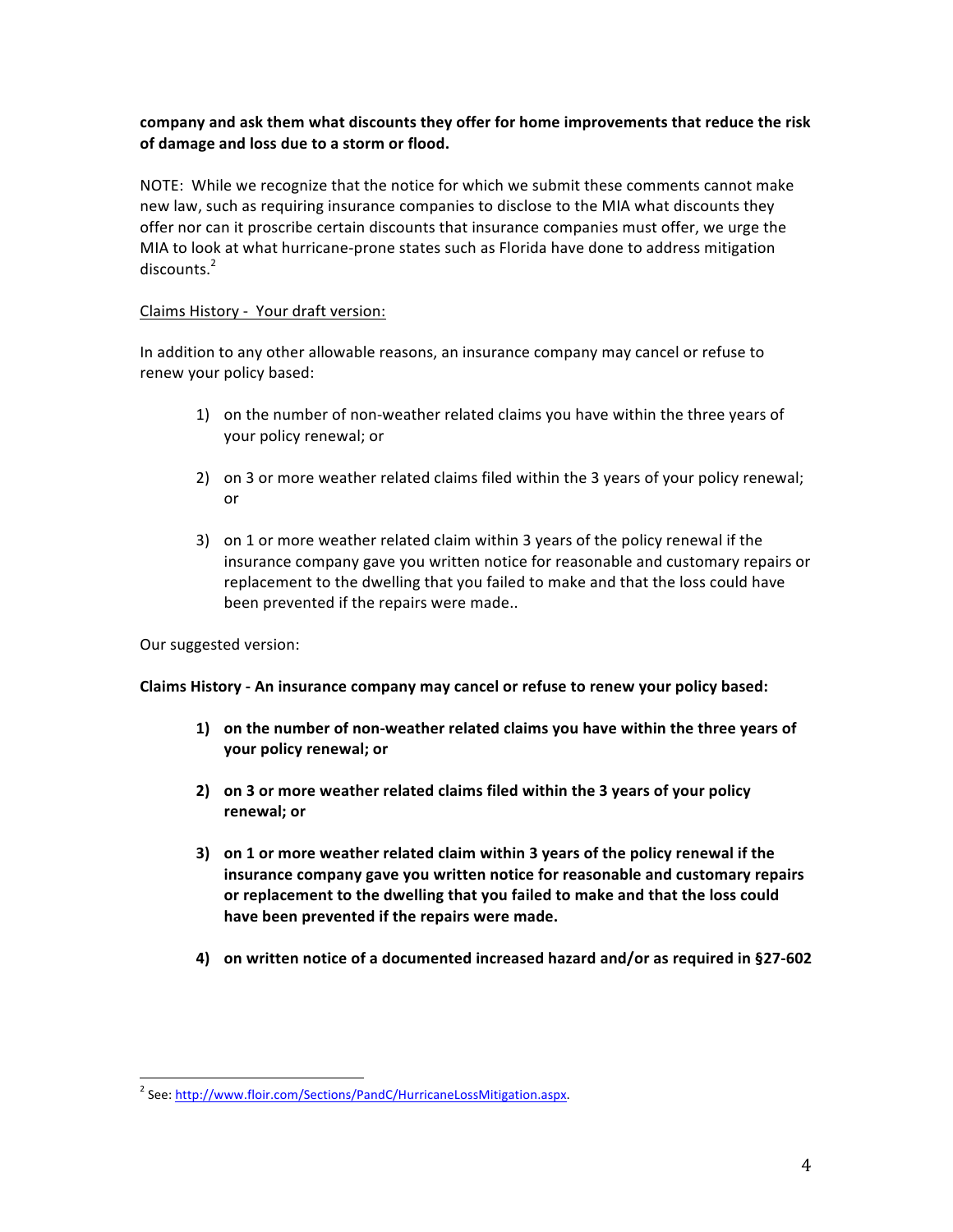**company and ask them what discounts they offer for home improvements that reduce the risk of damage and loss due to a storm or flood.**

NOTE: While we recognize that the notice for which we submit these comments cannot make new law, such as requiring insurance companies to disclose to the MIA what discounts they offer nor can it proscribe certain discounts that insurance companies must offer, we urge the MIA to look at what hurricane-prone states such as Florida have done to address mitigation discounts.[2]

<u>Claims History - Your draft version:</u>

In addition to any other allowable reasons, an insurance company may cancel or refuse to renew your policy based:

1) on the number of non-weather related claims you have within the three years of your policy renewal; or

2) on 3 or more weather related claims filed within the 3 years of your policy renewal; or

3) on 1 or more weather related claim within 3 years of the policy renewal if the insurance company gave you written notice for reasonable and customary repairs or replacement to the dwelling that you failed to make and that the loss could have been prevented if the repairs were made..

Our suggested version:

**Claims History - An insurance company may cancel or refuse to renew your policy based:**

1) **on the number of non-weather related claims you have within the three years of your policy renewal; or**

2) **on 3 or more weather related claims filed within the 3 years of your policy renewal; or**

3) **on 1 or more weather related claim within 3 years of the policy renewal if the insurance company gave you written notice for reasonable and customary repairs or replacement to the dwelling that you failed to make and that the loss could have been prevented if the repairs were made.**

4) **on written notice of a documented increased hazard and/or as required in §27-602**

---

[2] See: http://www.floir.com/Sections/PandC/HurricaneLossMitigation.aspx.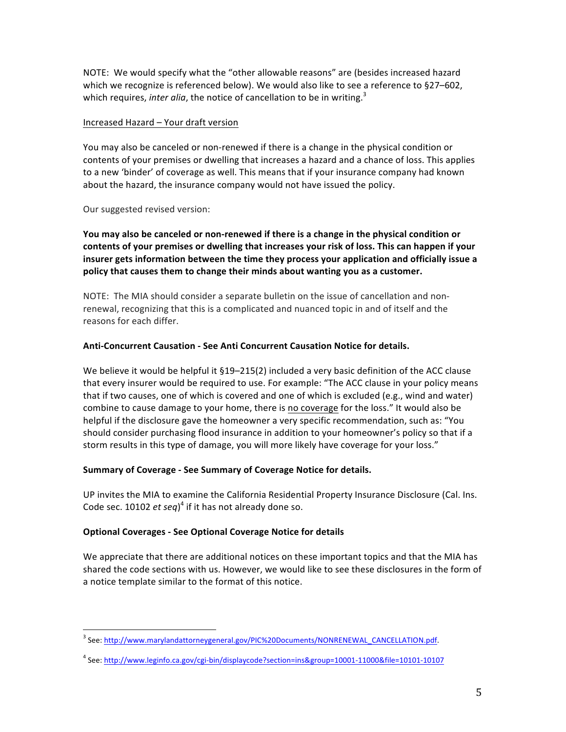NOTE: We would specify what the "other allowable reasons" are (besides increased hazard which we recognize is referenced below). We would also like to see a reference to §27–602, which requires, *inter alia*, the notice of cancellation to be in writing.[3]

<u>Increased Hazard – Your draft version</u>

You may also be canceled or non-renewed if there is a change in the physical condition or contents of your premises or dwelling that increases a hazard and a chance of loss. This applies to a new 'binder' of coverage as well. This means that if your insurance company had known about the hazard, the insurance company would not have issued the policy.

Our suggested revised version:

**You may also be canceled or non-renewed if there is a change in the physical condition or contents of your premises or dwelling that increases your risk of loss. This can happen if your insurer gets information between the time they process your application and officially issue a policy that causes them to change their minds about wanting you as a customer.**

NOTE: The MIA should consider a separate bulletin on the issue of cancellation and non-renewal, recognizing that this is a complicated and nuanced topic in and of itself and the reasons for each differ.

**Anti-Concurrent Causation - See Anti Concurrent Causation Notice for details.**

We believe it would be helpful it §19–215(2) included a very basic definition of the ACC clause that every insurer would be required to use. For example: "The ACC clause in your policy means that if two causes, one of which is covered and one of which is excluded (e.g., wind and water) combine to cause damage to your home, there is <u>no coverage</u> for the loss." It would also be helpful if the disclosure gave the homeowner a very specific recommendation, such as: "You should consider purchasing flood insurance in addition to your homeowner's policy so that if a storm results in this type of damage, you will more likely have coverage for your loss."

**Summary of Coverage - See Summary of Coverage Notice for details.**

UP invites the MIA to examine the California Residential Property Insurance Disclosure (Cal. Ins. Code sec. 10102 *et seq*)[4] if it has not already done so.

**Optional Coverages - See Optional Coverage Notice for details**

We appreciate that there are additional notices on these important topics and that the MIA has shared the code sections with us. However, we would like to see these disclosures in the form of a notice template similar to the format of this notice.

---

[3] See: http://www.marylandattorneygeneral.gov/PIC%20Documents/NONRENEWAL_CANCELLATION.pdf.

[4] See: http://www.leginfo.ca.gov/cgi-bin/displaycode?section=ins&group=10001-11000&file=10101-10107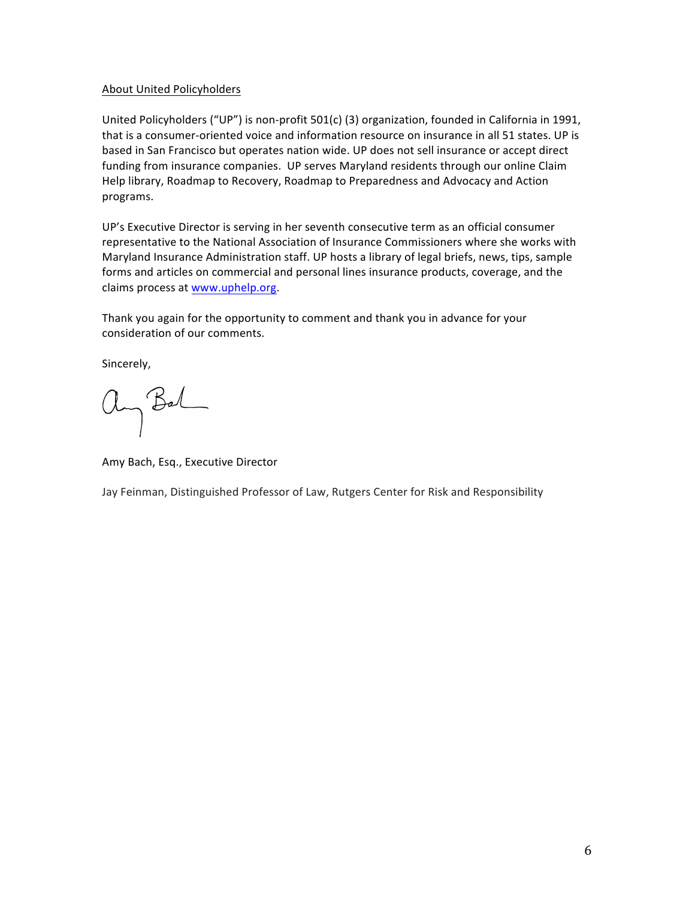About United Policyholders

United Policyholders ("UP") is non-profit 501(c) (3) organization, founded in California in 1991, that is a consumer-oriented voice and information resource on insurance in all 51 states. UP is based in San Francisco but operates nation wide. UP does not sell insurance or accept direct funding from insurance companies. UP serves Maryland residents through our online Claim Help library, Roadmap to Recovery, Roadmap to Preparedness and Advocacy and Action programs.

UP's Executive Director is serving in her seventh consecutive term as an official consumer representative to the National Association of Insurance Commissioners where she works with Maryland Insurance Administration staff. UP hosts a library of legal briefs, news, tips, sample forms and articles on commercial and personal lines insurance products, coverage, and the claims process at [www.uphelp.org](http://www.uphelp.org).

Thank you again for the opportunity to comment and thank you in advance for your consideration of our comments.

Sincerely,

Amy Bach, Esq., Executive Director

Jay Feinman, Distinguished Professor of Law, Rutgers Center for Risk and Responsibility